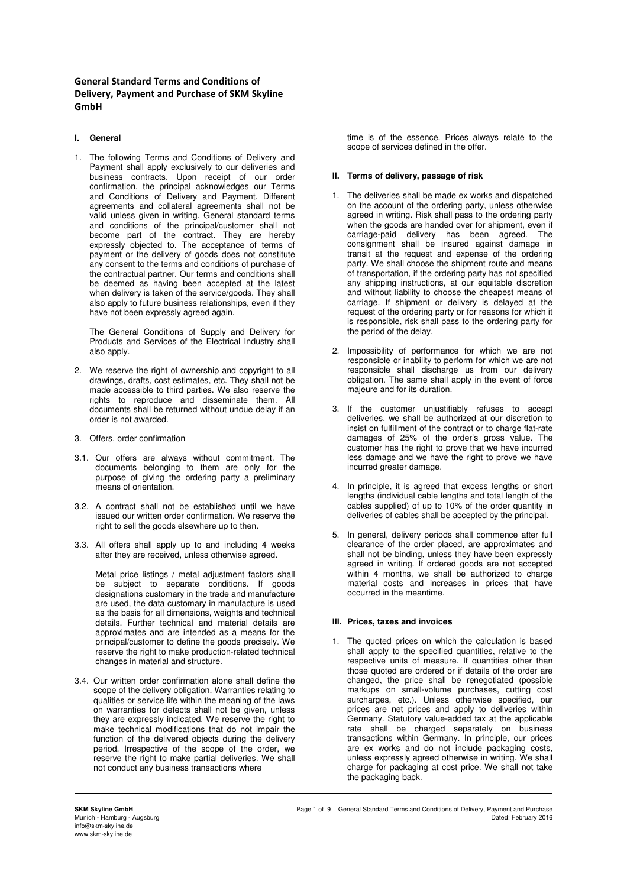# General Standard Terms and Conditions of Delivery, Payment and Purchase of SKM Skyline GmbH

## I. General

1. The following Terms and Conditions of Delivery and Payment shall apply exclusively to our deliveries and business contracts. Upon receipt of our order confirmation, the principal acknowledges our Terms and Conditions of Delivery and Payment. Different agreements and collateral agreements shall not be valid unless given in writing. General standard terms and conditions of the principal/customer shall not become part of the contract. They are hereby expressly objected to. The acceptance of terms of payment or the delivery of goods does not constitute any consent to the terms and conditions of purchase of the contractual partner. Our terms and conditions shall be deemed as having been accepted at the latest when delivery is taken of the service/goods. They shall also apply to future business relationships, even if they have not been expressly agreed again.

   The General Conditions of Supply and Delivery for Products and Services of the Electrical Industry shall also apply.

2. We reserve the right of ownership and copyright to all drawings, drafts, cost estimates, etc. They shall not be made accessible to third parties. We also reserve the rights to reproduce and disseminate them. All documents shall be returned without undue delay if an order is not awarded.

3. Offers, order confirmation

3.1. Our offers are always without commitment. The documents belonging to them are only for the purpose of giving the ordering party a preliminary means of orientation.

3.2. A contract shall not be established until we have issued our written order confirmation. We reserve the right to sell the goods elsewhere up to then.

3.3. All offers shall apply up to and including 4 weeks after they are received, unless otherwise agreed.

   Metal price listings / metal adjustment factors shall be subject to separate conditions. If goods designations customary in the trade and manufacture are used, the data customary in manufacture is used as the basis for all dimensions, weights and technical details. Further technical and material details are approximates and are intended as a means for the principal/customer to define the goods precisely. We reserve the right to make production-related technical changes in material and structure.

3.4. Our written order confirmation alone shall define the scope of the delivery obligation. Warranties relating to qualities or service life within the meaning of the laws on warranties for defects shall not be given, unless they are expressly indicated. We reserve the right to make technical modifications that do not impair the function of the delivered objects during the delivery period. Irrespective of the scope of the order, we reserve the right to make partial deliveries. We shall not conduct any business transactions where time is of the essence. Prices always relate to the scope of services defined in the offer.

## II. Terms of delivery, passage of risk

1. The deliveries shall be made ex works and dispatched on the account of the ordering party, unless otherwise agreed in writing. Risk shall pass to the ordering party when the goods are handed over for shipment, even if carriage-paid delivery has been agreed. The consignment shall be insured against damage in transit at the request and expense of the ordering party. We shall choose the shipment route and means of transportation, if the ordering party has not specified any shipping instructions, at our equitable discretion and without liability to choose the cheapest means of carriage. If shipment or delivery is delayed at the request of the ordering party or for reasons for which it is responsible, risk shall pass to the ordering party for the period of the delay.

2. Impossibility of performance for which we are not responsible or inability to perform for which we are not responsible shall discharge us from our delivery obligation. The same shall apply in the event of force majeure and for its duration.

3. If the customer unjustifiably refuses to accept deliveries, we shall be authorized at our discretion to insist on fulfillment of the contract or to charge flat-rate damages of 25% of the order's gross value. The customer has the right to prove that we have incurred less damage and we have the right to prove we have incurred greater damage.

4. In principle, it is agreed that excess lengths or short lengths (individual cable lengths and total length of the cables supplied) of up to 10% of the order quantity in deliveries of cables shall be accepted by the principal.

5. In general, delivery periods shall commence after full clearance of the order placed, are approximates and shall not be binding, unless they have been expressly agreed in writing. If ordered goods are not accepted within 4 months, we shall be authorized to charge material costs and increases in prices that have occurred in the meantime.

## III. Prices, taxes and invoices

1. The quoted prices on which the calculation is based shall apply to the specified quantities, relative to the respective units of measure. If quantities other than those quoted are ordered or if details of the order are changed, the price shall be renegotiated (possible markups on small-volume purchases, cutting cost surcharges, etc.). Unless otherwise specified, our prices are net prices and apply to deliveries within Germany. Statutory value-added tax at the applicable rate shall be charged separately on business transactions within Germany. In principle, our prices are ex works and do not include packaging costs, unless expressly agreed otherwise in writing. We shall charge for packaging at cost price. We shall not take the packaging back.

**SKM Skyline GmbH**
Munich - Hamburg - Augsburg
info@skm-skyline.de
www.skm-skyline.de

General Standard Terms and Conditions of Delivery, Payment and Purchase
Dated: February 2016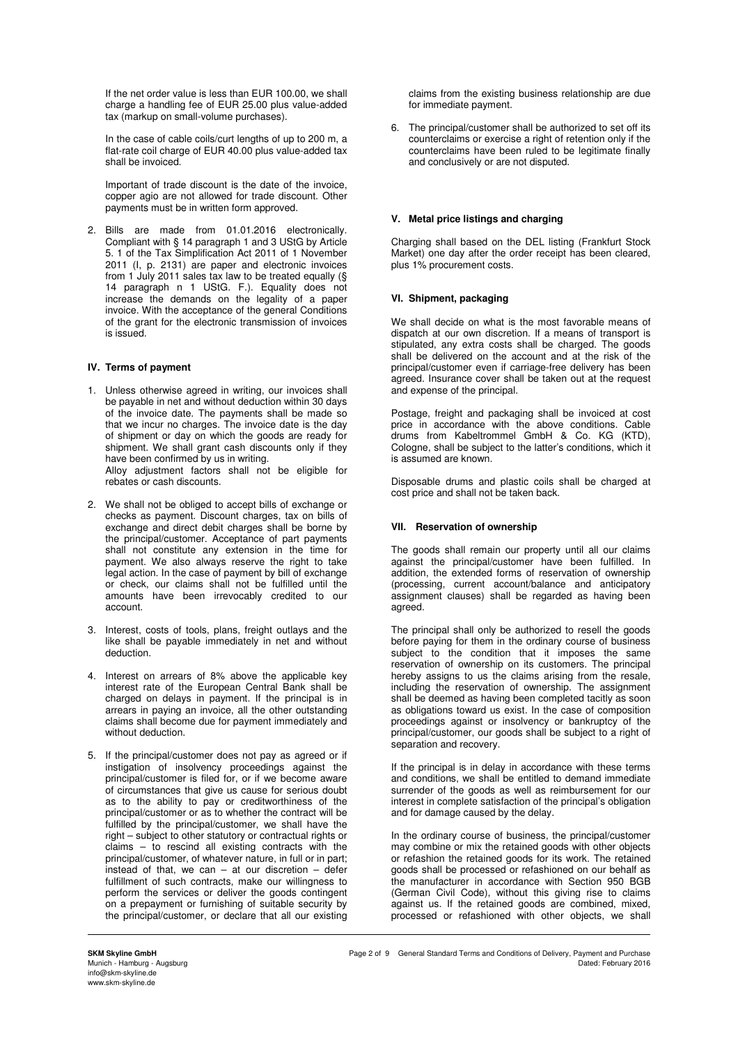If the net order value is less than EUR 100.00, we shall charge a handling fee of EUR 25.00 plus value-added tax (markup on small-volume purchases).

In the case of cable coils/curt lengths of up to 200 m, a flat-rate coil charge of EUR 40.00 plus value-added tax shall be invoiced.

Important of trade discount is the date of the invoice, copper agio are not allowed for trade discount. Other payments must be in written form approved.

2. Bills are made from 01.01.2016 electronically. Compliant with § 14 paragraph 1 and 3 UStG by Article 5. 1 of the Tax Simplification Act 2011 of 1 November 2011 (I, p. 2131) are paper and electronic invoices from 1 July 2011 sales tax law to be treated equally (§ 14 paragraph n 1 UStG. F.). Equality does not increase the demands on the legality of a paper invoice. With the acceptance of the general Conditions of the grant for the electronic transmission of invoices is issued.

### IV. Terms of payment

1. Unless otherwise agreed in writing, our invoices shall be payable in net and without deduction within 30 days of the invoice date. The payments shall be made so that we incur no charges. The invoice date is the day of shipment or day on which the goods are ready for shipment. We shall grant cash discounts only if they have been confirmed by us in writing.
   Alloy adjustment factors shall not be eligible for rebates or cash discounts.

2. We shall not be obliged to accept bills of exchange or checks as payment. Discount charges, tax on bills of exchange and direct debit charges shall be borne by the principal/customer. Acceptance of part payments shall not constitute any extension in the time for payment. We also always reserve the right to take legal action. In the case of payment by bill of exchange or check, our claims shall not be fulfilled until the amounts have been irrevocably credited to our account.

3. Interest, costs of tools, plans, freight outlays and the like shall be payable immediately in net and without deduction.

4. Interest on arrears of 8% above the applicable key interest rate of the European Central Bank shall be charged on delays in payment. If the principal is in arrears in paying an invoice, all the other outstanding claims shall become due for payment immediately and without deduction.

5. If the principal/customer does not pay as agreed or if instigation of insolvency proceedings against the principal/customer is filed for, or if we become aware of circumstances that give us cause for serious doubt as to the ability to pay or creditworthiness of the principal/customer or as to whether the contract will be fulfilled by the principal/customer, we shall have the right – subject to other statutory or contractual rights or claims – to rescind all existing contracts with the principal/customer, of whatever nature, in full or in part; instead of that, we can – at our discretion – defer fulfillment of such contracts, make our willingness to perform the services or deliver the goods contingent on a prepayment or furnishing of suitable security by the principal/customer, or declare that all our existing claims from the existing business relationship are due for immediate payment.

6. The principal/customer shall be authorized to set off its counterclaims or exercise a right of retention only if the counterclaims have been ruled to be legitimate finally and conclusively or are not disputed.

### V. Metal price listings and charging

Charging shall based on the DEL listing (Frankfurt Stock Market) one day after the order receipt has been cleared, plus 1% procurement costs.

### VI. Shipment, packaging

We shall decide on what is the most favorable means of dispatch at our own discretion. If a means of transport is stipulated, any extra costs shall be charged. The goods shall be delivered on the account and at the risk of the principal/customer even if carriage-free delivery has been agreed. Insurance cover shall be taken out at the request and expense of the principal.

Postage, freight and packaging shall be invoiced at cost price in accordance with the above conditions. Cable drums from Kabeltrommel GmbH & Co. KG (KTD), Cologne, shall be subject to the latter's conditions, which it is assumed are known.

Disposable drums and plastic coils shall be charged at cost price and shall not be taken back.

### VII. Reservation of ownership

The goods shall remain our property until all our claims against the principal/customer have been fulfilled. In addition, the extended forms of reservation of ownership (processing, current account/balance and anticipatory assignment clauses) shall be regarded as having been agreed.

The principal shall only be authorized to resell the goods before paying for them in the ordinary course of business subject to the condition that it imposes the same reservation of ownership on its customers. The principal hereby assigns to us the claims arising from the resale, including the reservation of ownership. The assignment shall be deemed as having been completed tacitly as soon as obligations toward us exist. In the case of composition proceedings against or insolvency or bankruptcy of the principal/customer, our goods shall be subject to a right of separation and recovery.

If the principal is in delay in accordance with these terms and conditions, we shall be entitled to demand immediate surrender of the goods as well as reimbursement for our interest in complete satisfaction of the principal's obligation and for damage caused by the delay.

In the ordinary course of business, the principal/customer may combine or mix the retained goods with other objects or refashion the retained goods for its work. The retained goods shall be processed or refashioned on our behalf as the manufacturer in accordance with Section 950 BGB (German Civil Code), without this giving rise to claims against us. If the retained goods are combined, mixed, processed or refashioned with other objects, we shall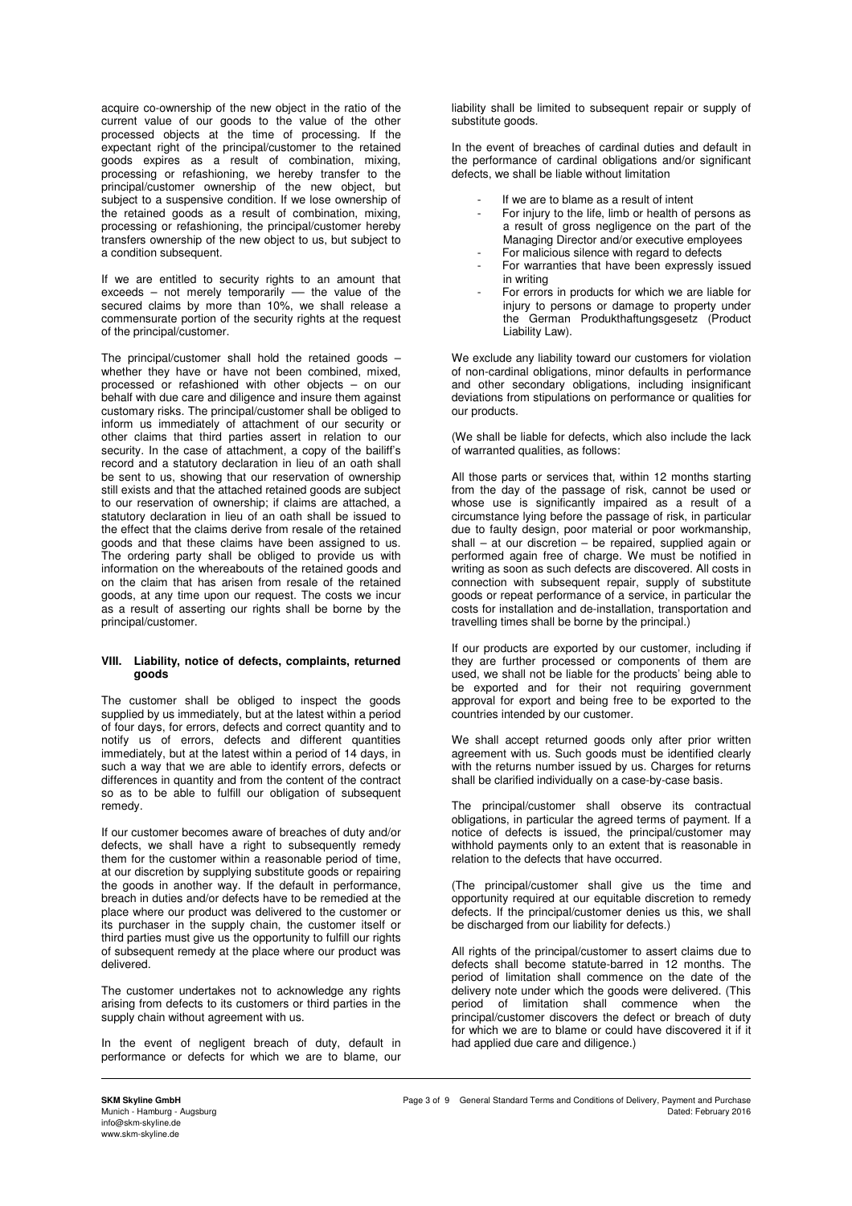acquire co-ownership of the new object in the ratio of the current value of our goods to the value of the other processed objects at the time of processing. If the expectant right of the principal/customer to the retained goods expires as a result of combination, mixing, processing or refashioning, we hereby transfer to the principal/customer ownership of the new object, but subject to a suspensive condition. If we lose ownership of the retained goods as a result of combination, mixing, processing or refashioning, the principal/customer hereby transfers ownership of the new object to us, but subject to a condition subsequent.

If we are entitled to security rights to an amount that exceeds – not merely temporarily –– the value of the secured claims by more than 10%, we shall release a commensurate portion of the security rights at the request of the principal/customer.

The principal/customer shall hold the retained goods – whether they have or have not been combined, mixed, processed or refashioned with other objects – on our behalf with due care and diligence and insure them against customary risks. The principal/customer shall be obliged to inform us immediately of attachment of our security or other claims that third parties assert in relation to our security. In the case of attachment, a copy of the bailiff's record and a statutory declaration in lieu of an oath shall be sent to us, showing that our reservation of ownership still exists and that the attached retained goods are subject to our reservation of ownership; if claims are attached, a statutory declaration in lieu of an oath shall be issued to the effect that the claims derive from resale of the retained goods and that these claims have been assigned to us. The ordering party shall be obliged to provide us with information on the whereabouts of the retained goods and on the claim that has arisen from resale of the retained goods, at any time upon our request. The costs we incur as a result of asserting our rights shall be borne by the principal/customer.

## VIII. Liability, notice of defects, complaints, returned goods

The customer shall be obliged to inspect the goods supplied by us immediately, but at the latest within a period of four days, for errors, defects and correct quantity and to notify us of errors, defects and different quantities immediately, but at the latest within a period of 14 days, in such a way that we are able to identify errors, defects or differences in quantity and from the content of the contract so as to be able to fulfill our obligation of subsequent remedy.

If our customer becomes aware of breaches of duty and/or defects, we shall have a right to subsequently remedy them for the customer within a reasonable period of time, at our discretion by supplying substitute goods or repairing the goods in another way. If the default in performance, breach in duties and/or defects have to be remedied at the place where our product was delivered to the customer or its purchaser in the supply chain, the customer itself or third parties must give us the opportunity to fulfill our rights of subsequent remedy at the place where our product was delivered.

The customer undertakes not to acknowledge any rights arising from defects to its customers or third parties in the supply chain without agreement with us.

In the event of negligent breach of duty, default in performance or defects for which we are to blame, our liability shall be limited to subsequent repair or supply of substitute goods.

In the event of breaches of cardinal duties and default in the performance of cardinal obligations and/or significant defects, we shall be liable without limitation

- If we are to blame as a result of intent
- For injury to the life, limb or health of persons as a result of gross negligence on the part of the Managing Director and/or executive employees
- For malicious silence with regard to defects
- For warranties that have been expressly issued in writing
- For errors in products for which we are liable for injury to persons or damage to property under the German Produkthaftungsgesetz (Product Liability Law).

We exclude any liability toward our customers for violation of non-cardinal obligations, minor defaults in performance and other secondary obligations, including insignificant deviations from stipulations on performance or qualities for our products.

(We shall be liable for defects, which also include the lack of warranted qualities, as follows:

All those parts or services that, within 12 months starting from the day of the passage of risk, cannot be used or whose use is significantly impaired as a result of a circumstance lying before the passage of risk, in particular due to faulty design, poor material or poor workmanship, shall – at our discretion – be repaired, supplied again or performed again free of charge. We must be notified in writing as soon as such defects are discovered. All costs in connection with subsequent repair, supply of substitute goods or repeat performance of a service, in particular the costs for installation and de-installation, transportation and travelling times shall be borne by the principal.)

If our products are exported by our customer, including if they are further processed or components of them are used, we shall not be liable for the products' being able to be exported and for their not requiring government approval for export and being free to be exported to the countries intended by our customer.

We shall accept returned goods only after prior written agreement with us. Such goods must be identified clearly with the returns number issued by us. Charges for returns shall be clarified individually on a case-by-case basis.

The principal/customer shall observe its contractual obligations, in particular the agreed terms of payment. If a notice of defects is issued, the principal/customer may withhold payments only to an extent that is reasonable in relation to the defects that have occurred.

(The principal/customer shall give us the time and opportunity required at our equitable discretion to remedy defects. If the principal/customer denies us this, we shall be discharged from our liability for defects.)

All rights of the principal/customer to assert claims due to defects shall become statute-barred in 12 months. The period of limitation shall commence on the date of the delivery note under which the goods were delivered. (This period of limitation shall commence when the principal/customer discovers the defect or breach of duty for which we are to blame or could have discovered it if it had applied due care and diligence.)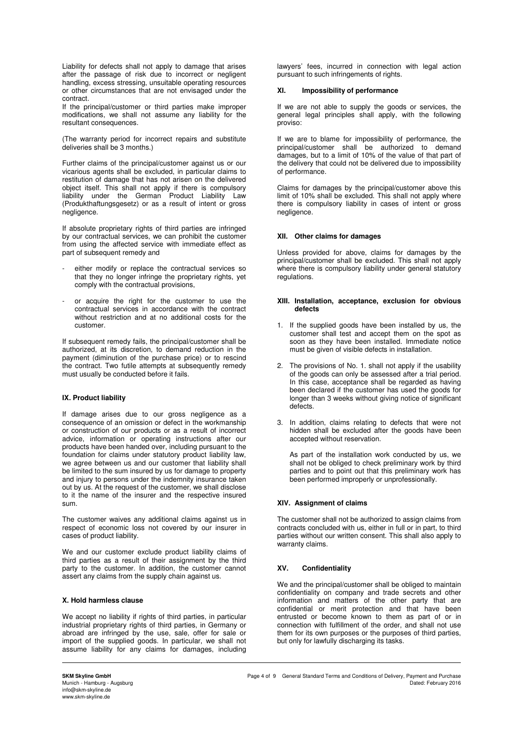Liability for defects shall not apply to damage that arises after the passage of risk due to incorrect or negligent handling, excess stressing, unsuitable operating resources or other circumstances that are not envisaged under the contract.

If the principal/customer or third parties make improper modifications, we shall not assume any liability for the resultant consequences.

(The warranty period for incorrect repairs and substitute deliveries shall be 3 months.)

Further claims of the principal/customer against us or our vicarious agents shall be excluded, in particular claims to restitution of damage that has not arisen on the delivered object itself. This shall not apply if there is compulsory liability under the German Product Liability Law (Produkthaftungsgesetz) or as a result of intent or gross negligence.

If absolute proprietary rights of third parties are infringed by our contractual services, we can prohibit the customer from using the affected service with immediate effect as part of subsequent remedy and

- either modify or replace the contractual services so that they no longer infringe the proprietary rights, yet comply with the contractual provisions,
- or acquire the right for the customer to use the contractual services in accordance with the contract without restriction and at no additional costs for the customer.

If subsequent remedy fails, the principal/customer shall be authorized, at its discretion, to demand reduction in the payment (diminution of the purchase price) or to rescind the contract. Two futile attempts at subsequently remedy must usually be conducted before it fails.

## IX. Product liability

If damage arises due to our gross negligence as a consequence of an omission or defect in the workmanship or construction of our products or as a result of incorrect advice, information or operating instructions after our products have been handed over, including pursuant to the foundation for claims under statutory product liability law, we agree between us and our customer that liability shall be limited to the sum insured by us for damage to property and injury to persons under the indemnity insurance taken out by us. At the request of the customer, we shall disclose to it the name of the insurer and the respective insured sum.

The customer waives any additional claims against us in respect of economic loss not covered by our insurer in cases of product liability.

We and our customer exclude product liability claims of third parties as a result of their assignment by the third party to the customer. In addition, the customer cannot assert any claims from the supply chain against us.

## X. Hold harmless clause

We accept no liability if rights of third parties, in particular industrial proprietary rights of third parties, in Germany or abroad are infringed by the use, sale, offer for sale or import of the supplied goods. In particular, we shall not assume liability for any claims for damages, including lawyers' fees, incurred in connection with legal action pursuant to such infringements of rights.

## XI. Impossibility of performance

If we are not able to supply the goods or services, the general legal principles shall apply, with the following proviso:

If we are to blame for impossibility of performance, the principal/customer shall be authorized to demand damages, but to a limit of 10% of the value of that part of the delivery that could not be delivered due to impossibility of performance.

Claims for damages by the principal/customer above this limit of 10% shall be excluded. This shall not apply where there is compulsory liability in cases of intent or gross negligence.

## XII. Other claims for damages

Unless provided for above, claims for damages by the principal/customer shall be excluded. This shall not apply where there is compulsory liability under general statutory regulations.

## XIII. Installation, acceptance, exclusion for obvious defects

1. If the supplied goods have been installed by us, the customer shall test and accept them on the spot as soon as they have been installed. Immediate notice must be given of visible defects in installation.
2. The provisions of No. 1. shall not apply if the usability of the goods can only be assessed after a trial period. In this case, acceptance shall be regarded as having been declared if the customer has used the goods for longer than 3 weeks without giving notice of significant defects.
3. In addition, claims relating to defects that were not hidden shall be excluded after the goods have been accepted without reservation.

   As part of the installation work conducted by us, we shall not be obliged to check preliminary work by third parties and to point out that this preliminary work has been performed improperly or unprofessionally.

## XIV. Assignment of claims

The customer shall not be authorized to assign claims from contracts concluded with us, either in full or in part, to third parties without our written consent. This shall also apply to warranty claims.

## XV. Confidentiality

We and the principal/customer shall be obliged to maintain confidentiality on company and trade secrets and other information and matters of the other party that are confidential or merit protection and that have been entrusted or become known to them as part of or in connection with fulfillment of the order, and shall not use them for its own purposes or the purposes of third parties, but only for lawfully discharging its tasks.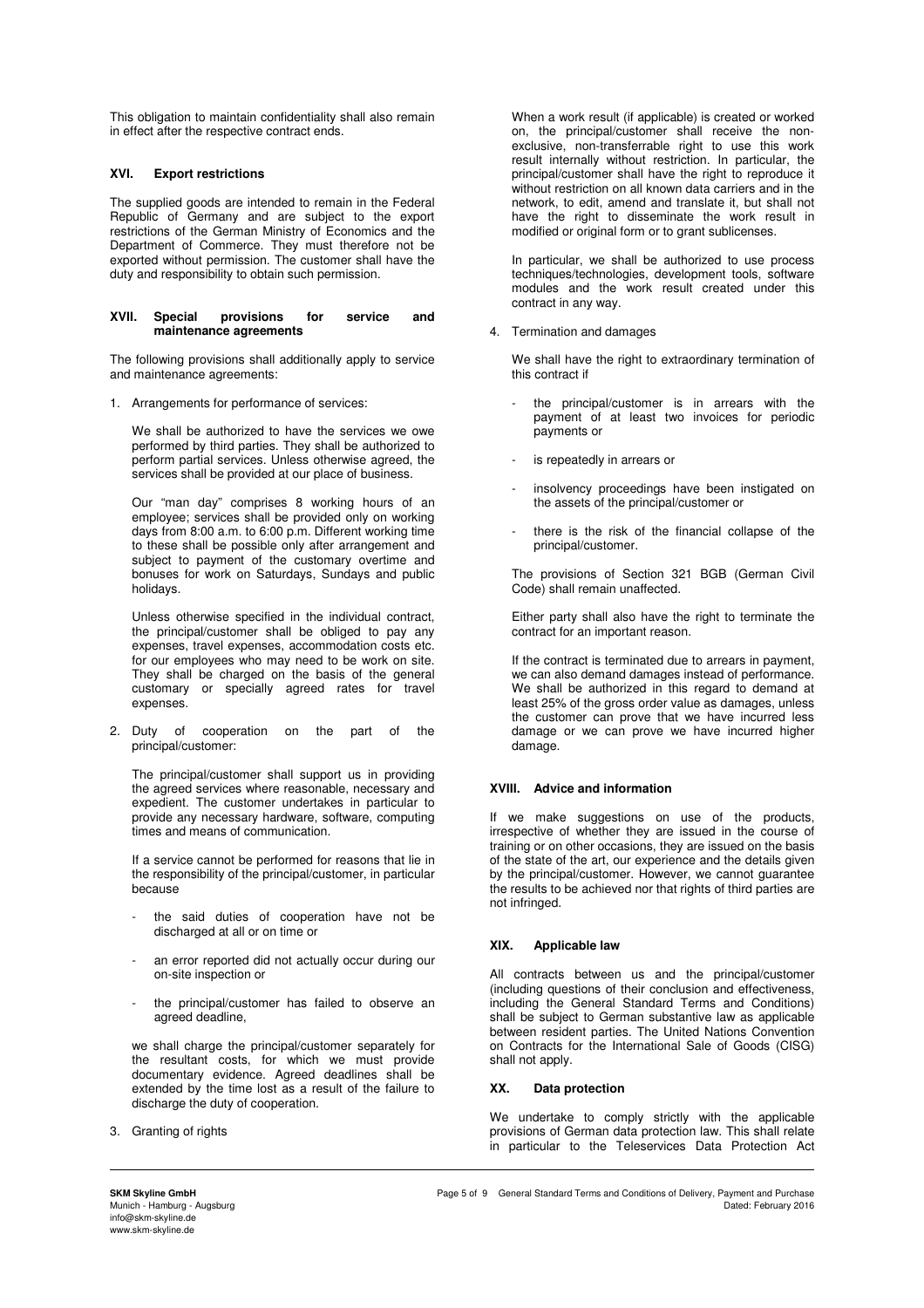This obligation to maintain confidentiality shall also remain in effect after the respective contract ends.

## XVI. Export restrictions

The supplied goods are intended to remain in the Federal Republic of Germany and are subject to the export restrictions of the German Ministry of Economics and the Department of Commerce. They must therefore not be exported without permission. The customer shall have the duty and responsibility to obtain such permission.

## XVII. Special provisions for service and maintenance agreements

The following provisions shall additionally apply to service and maintenance agreements:

1. Arrangements for performance of services:

   We shall be authorized to have the services we owe performed by third parties. They shall be authorized to perform partial services. Unless otherwise agreed, the services shall be provided at our place of business.

   Our "man day" comprises 8 working hours of an employee; services shall be provided only on working days from 8:00 a.m. to 6:00 p.m. Different working time to these shall be possible only after arrangement and subject to payment of the customary overtime and bonuses for work on Saturdays, Sundays and public holidays.

   Unless otherwise specified in the individual contract, the principal/customer shall be obliged to pay any expenses, travel expenses, accommodation costs etc. for our employees who may need to be work on site. They shall be charged on the basis of the general customary or specially agreed rates for travel expenses.

2. Duty of cooperation on the part of the principal/customer:

   The principal/customer shall support us in providing the agreed services where reasonable, necessary and expedient. The customer undertakes in particular to provide any necessary hardware, software, computing times and means of communication.

   If a service cannot be performed for reasons that lie in the responsibility of the principal/customer, in particular because

   - the said duties of cooperation have not be discharged at all or on time or
   - an error reported did not actually occur during our on-site inspection or
   - the principal/customer has failed to observe an agreed deadline,

   we shall charge the principal/customer separately for the resultant costs, for which we must provide documentary evidence. Agreed deadlines shall be extended by the time lost as a result of the failure to discharge the duty of cooperation.

3. Granting of rights

   When a work result (if applicable) is created or worked on, the principal/customer shall receive the non-exclusive, non-transferrable right to use this work result internally without restriction. In particular, the principal/customer shall have the right to reproduce it without restriction on all known data carriers and in the network, to edit, amend and translate it, but shall not have the right to disseminate the work result in modified or original form or to grant sublicenses.

   In particular, we shall be authorized to use process techniques/technologies, development tools, software modules and the work result created under this contract in any way.

4. Termination and damages

   We shall have the right to extraordinary termination of this contract if

   - the principal/customer is in arrears with the payment of at least two invoices for periodic payments or
   - is repeatedly in arrears or
   - insolvency proceedings have been instigated on the assets of the principal/customer or
   - there is the risk of the financial collapse of the principal/customer.

   The provisions of Section 321 BGB (German Civil Code) shall remain unaffected.

   Either party shall also have the right to terminate the contract for an important reason.

   If the contract is terminated due to arrears in payment, we can also demand damages instead of performance. We shall be authorized in this regard to demand at least 25% of the gross order value as damages, unless the customer can prove that we have incurred less damage or we can prove we have incurred higher damage.

## XVIII. Advice and information

If we make suggestions on use of the products, irrespective of whether they are issued in the course of training or on other occasions, they are issued on the basis of the state of the art, our experience and the details given by the principal/customer. However, we cannot guarantee the results to be achieved nor that rights of third parties are not infringed.

## XIX. Applicable law

All contracts between us and the principal/customer (including questions of their conclusion and effectiveness, including the General Standard Terms and Conditions) shall be subject to German substantive law as applicable between resident parties. The United Nations Convention on Contracts for the International Sale of Goods (CISG) shall not apply.

## XX. Data protection

We undertake to comply strictly with the applicable provisions of German data protection law. This shall relate in particular to the Teleservices Data Protection Act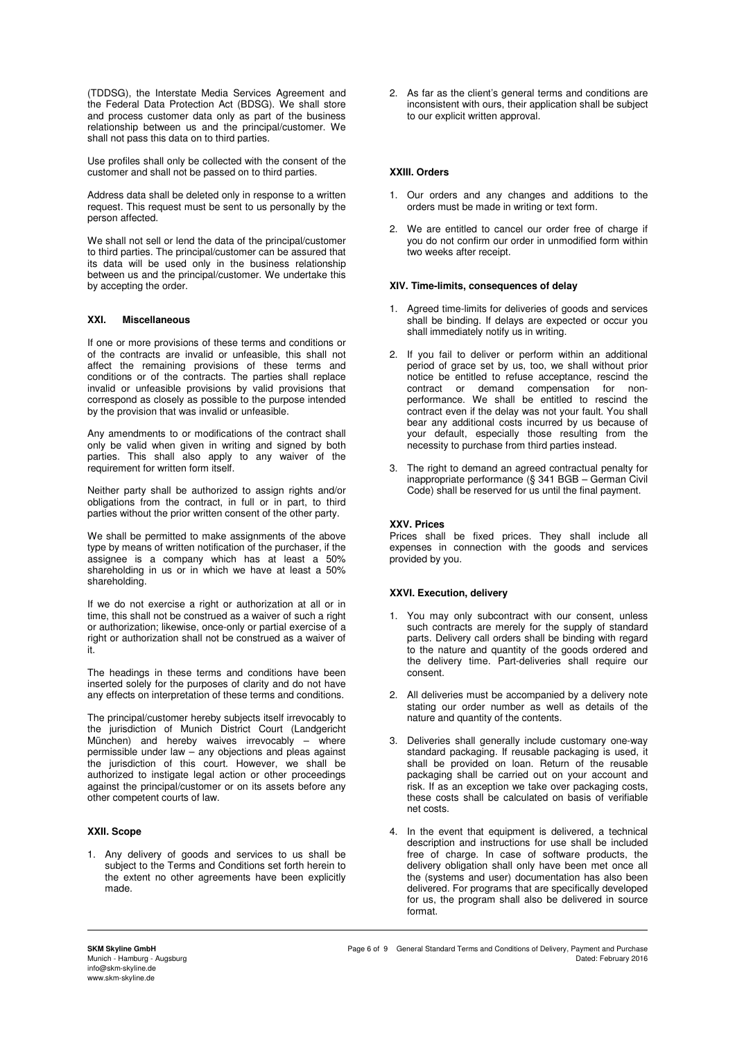(TDDSG), the Interstate Media Services Agreement and the Federal Data Protection Act (BDSG). We shall store and process customer data only as part of the business relationship between us and the principal/customer. We shall not pass this data on to third parties.

Use profiles shall only be collected with the consent of the customer and shall not be passed on to third parties.

Address data shall be deleted only in response to a written request. This request must be sent to us personally by the person affected.

We shall not sell or lend the data of the principal/customer to third parties. The principal/customer can be assured that its data will be used only in the business relationship between us and the principal/customer. We undertake this by accepting the order.

### XXI. Miscellaneous

If one or more provisions of these terms and conditions or of the contracts are invalid or unfeasible, this shall not affect the remaining provisions of these terms and conditions or of the contracts. The parties shall replace invalid or unfeasible provisions by valid provisions that correspond as closely as possible to the purpose intended by the provision that was invalid or unfeasible.

Any amendments to or modifications of the contract shall only be valid when given in writing and signed by both parties. This shall also apply to any waiver of the requirement for written form itself.

Neither party shall be authorized to assign rights and/or obligations from the contract, in full or in part, to third parties without the prior written consent of the other party.

We shall be permitted to make assignments of the above type by means of written notification of the purchaser, if the assignee is a company which has at least a 50% shareholding in us or in which we have at least a 50% shareholding.

If we do not exercise a right or authorization at all or in time, this shall not be construed as a waiver of such a right or authorization; likewise, once-only or partial exercise of a right or authorization shall not be construed as a waiver of it.

The headings in these terms and conditions have been inserted solely for the purposes of clarity and do not have any effects on interpretation of these terms and conditions.

The principal/customer hereby subjects itself irrevocably to the jurisdiction of Munich District Court (Landgericht München) and hereby waives irrevocably – where permissible under law – any objections and pleas against the jurisdiction of this court. However, we shall be authorized to instigate legal action or other proceedings against the principal/customer or on its assets before any other competent courts of law.

### XXII. Scope

1. Any delivery of goods and services to us shall be subject to the Terms and Conditions set forth herein to the extent no other agreements have been explicitly made.
2. As far as the client's general terms and conditions are inconsistent with ours, their application shall be subject to our explicit written approval.

### XXIII. Orders

1. Our orders and any changes and additions to the orders must be made in writing or text form.
2. We are entitled to cancel our order free of charge if you do not confirm our order in unmodified form within two weeks after receipt.

### XIV. Time-limits, consequences of delay

1. Agreed time-limits for deliveries of goods and services shall be binding. If delays are expected or occur you shall immediately notify us in writing.
2. If you fail to deliver or perform within an additional period of grace set by us, too, we shall without prior notice be entitled to refuse acceptance, rescind the contract or demand compensation for non-performance. We shall be entitled to rescind the contract even if the delay was not your fault. You shall bear any additional costs incurred by us because of your default, especially those resulting from the necessity to purchase from third parties instead.
3. The right to demand an agreed contractual penalty for inappropriate performance (§ 341 BGB – German Civil Code) shall be reserved for us until the final payment.

### XXV. Prices

Prices shall be fixed prices. They shall include all expenses in connection with the goods and services provided by you.

### XXVI. Execution, delivery

1. You may only subcontract with our consent, unless such contracts are merely for the supply of standard parts. Delivery call orders shall be binding with regard to the nature and quantity of the goods ordered and the delivery time. Part-deliveries shall require our consent.
2. All deliveries must be accompanied by a delivery note stating our order number as well as details of the nature and quantity of the contents.
3. Deliveries shall generally include customary one-way standard packaging. If reusable packaging is used, it shall be provided on loan. Return of the reusable packaging shall be carried out on your account and risk. If as an exception we take over packaging costs, these costs shall be calculated on basis of verifiable net costs.
4. In the event that equipment is delivered, a technical description and instructions for use shall be included free of charge. In case of software products, the delivery obligation shall only have been met once all the (systems and user) documentation has also been delivered. For programs that are specifically developed for us, the program shall also be delivered in source format.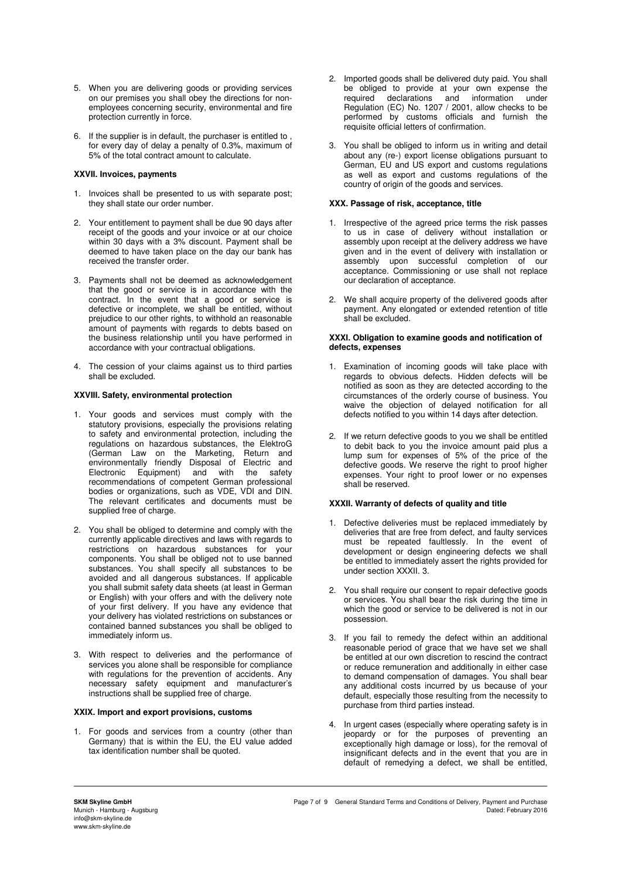5. When you are delivering goods or providing services on our premises you shall obey the directions for non-employees concerning security, environmental and fire protection currently in force.

6. If the supplier is in default, the purchaser is entitled to , for every day of delay a penalty of 0.3%, maximum of 5% of the total contract amount to calculate.

**XXVII. Invoices, payments**

1. Invoices shall be presented to us with separate post; they shall state our order number.

2. Your entitlement to payment shall be due 90 days after receipt of the goods and your invoice or at our choice within 30 days with a 3% discount. Payment shall be deemed to have taken place on the day our bank has received the transfer order.

3. Payments shall not be deemed as acknowledgement that the good or service is in accordance with the contract. In the event that a good or service is defective or incomplete, we shall be entitled, without prejudice to our other rights, to withhold an reasonable amount of payments with regards to debts based on the business relationship until you have performed in accordance with your contractual obligations.

4. The cession of your claims against us to third parties shall be excluded.

**XXVIII. Safety, environmental protection**

1. Your goods and services must comply with the statutory provisions, especially the provisions relating to safety and environmental protection, including the regulations on hazardous substances, the ElektroG (German Law on the Marketing, Return and environmentally friendly Disposal of Electric and Electronic Equipment) and with the safety recommendations of competent German professional bodies or organizations, such as VDE, VDI and DIN. The relevant certificates and documents must be supplied free of charge.

2. You shall be obliged to determine and comply with the currently applicable directives and laws with regards to restrictions on hazardous substances for your components. You shall be obliged not to use banned substances. You shall specify all substances to be avoided and all dangerous substances. If applicable you shall submit safety data sheets (at least in German or English) with your offers and with the delivery note of your first delivery. If you have any evidence that your delivery has violated restrictions on substances or contained banned substances you shall be obliged to immediately inform us.

3. With respect to deliveries and the performance of services you alone shall be responsible for compliance with regulations for the prevention of accidents. Any necessary safety equipment and manufacturer's instructions shall be supplied free of charge.

**XXIX. Import and export provisions, customs**

1. For goods and services from a country (other than Germany) that is within the EU, the EU value added tax identification number shall be quoted.

2. Imported goods shall be delivered duty paid. You shall be obliged to provide at your own expense the required declarations and information under Regulation (EC) No. 1207 / 2001, allow checks to be performed by customs officials and furnish the requisite official letters of confirmation.

3. You shall be obliged to inform us in writing and detail about any (re-) export license obligations pursuant to German, EU and US export and customs regulations as well as export and customs regulations of the country of origin of the goods and services.

**XXX. Passage of risk, acceptance, title**

1. Irrespective of the agreed price terms the risk passes to us in case of delivery without installation or assembly upon receipt at the delivery address we have given and in the event of delivery with installation or assembly upon successful completion of our acceptance. Commissioning or use shall not replace our declaration of acceptance.

2. We shall acquire property of the delivered goods after payment. Any elongated or extended retention of title shall be excluded.

**XXXI. Obligation to examine goods and notification of defects, expenses**

1. Examination of incoming goods will take place with regards to obvious defects. Hidden defects will be notified as soon as they are detected according to the circumstances of the orderly course of business. You waive the objection of delayed notification for all defects notified to you within 14 days after detection.

2. If we return defective goods to you we shall be entitled to debit back to you the invoice amount paid plus a lump sum for expenses of 5% of the price of the defective goods. We reserve the right to proof higher expenses. Your right to proof lower or no expenses shall be reserved.

**XXXII. Warranty of defects of quality and title**

1. Defective deliveries must be replaced immediately by deliveries that are free from defect, and faulty services must be repeated faultlessly. In the event of development or design engineering defects we shall be entitled to immediately assert the rights provided for under section XXXII. 3.

2. You shall require our consent to repair defective goods or services. You shall bear the risk during the time in which the good or service to be delivered is not in our possession.

3. If you fail to remedy the defect within an additional reasonable period of grace that we have set we shall be entitled at our own discretion to rescind the contract or reduce remuneration and additionally in either case to demand compensation of damages. You shall bear any additional costs incurred by us because of your default, especially those resulting from the necessity to purchase from third parties instead.

4. In urgent cases (especially where operating safety is in jeopardy or for the purposes of preventing an exceptionally high damage or loss), for the removal of insignificant defects and in the event that you are in default of remedying a defect, we shall be entitled,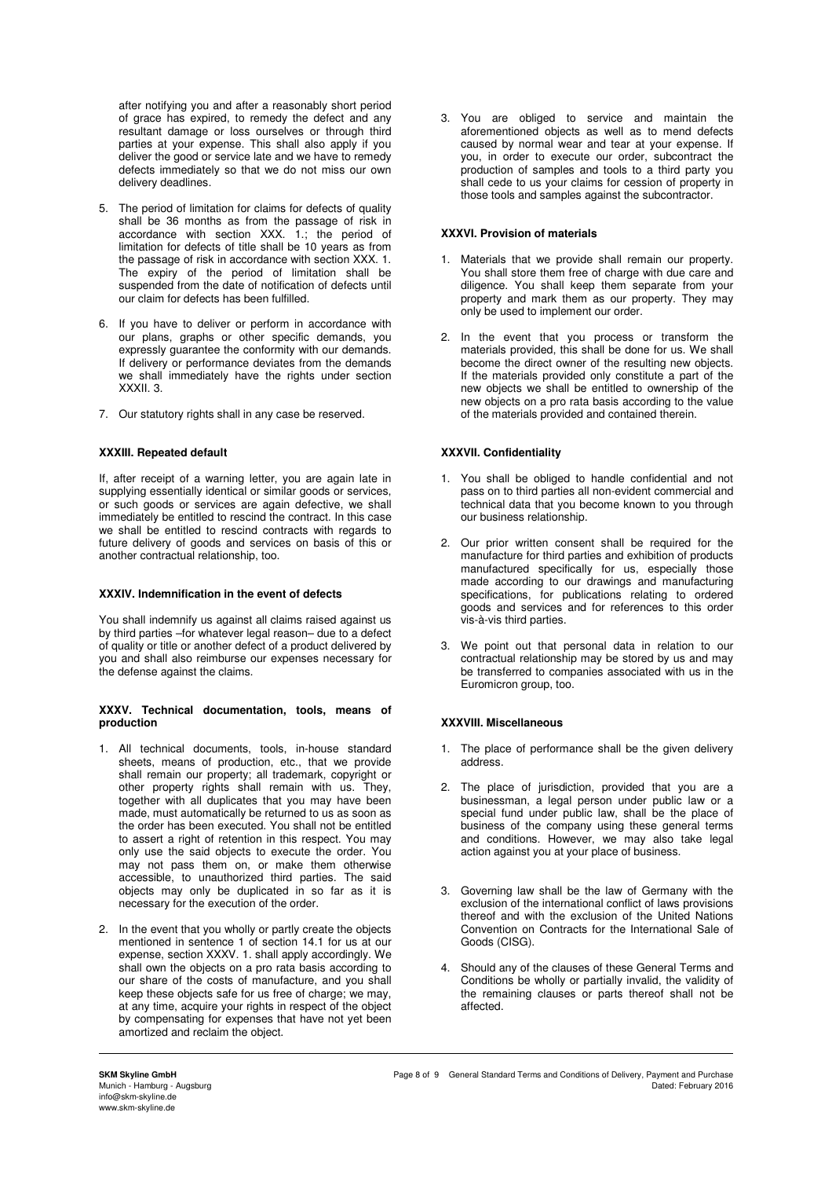after notifying you and after a reasonably short period of grace has expired, to remedy the defect and any resultant damage or loss ourselves or through third parties at your expense. This shall also apply if you deliver the good or service late and we have to remedy defects immediately so that we do not miss our own delivery deadlines.

5. The period of limitation for claims for defects of quality shall be 36 months as from the passage of risk in accordance with section XXX. 1.; the period of limitation for defects of title shall be 10 years as from the passage of risk in accordance with section XXX. 1. The expiry of the period of limitation shall be suspended from the date of notification of defects until our claim for defects has been fulfilled.

6. If you have to deliver or perform in accordance with our plans, graphs or other specific demands, you expressly guarantee the conformity with our demands. If delivery or performance deviates from the demands we shall immediately have the rights under section XXXII. 3.

7. Our statutory rights shall in any case be reserved.

**XXXIII. Repeated default**

If, after receipt of a warning letter, you are again late in supplying essentially identical or similar goods or services, or such goods or services are again defective, we shall immediately be entitled to rescind the contract. In this case we shall be entitled to rescind contracts with regards to future delivery of goods and services on basis of this or another contractual relationship, too.

**XXXIV. Indemnification in the event of defects**

You shall indemnify us against all claims raised against us by third parties –for whatever legal reason– due to a defect of quality or title or another defect of a product delivered by you and shall also reimburse our expenses necessary for the defense against the claims.

**XXXV. Technical documentation, tools, means of production**

1. All technical documents, tools, in-house standard sheets, means of production, etc., that we provide shall remain our property; all trademark, copyright or other property rights shall remain with us. They, together with all duplicates that you may have been made, must automatically be returned to us as soon as the order has been executed. You shall not be entitled to assert a right of retention in this respect. You may only use the said objects to execute the order. You may not pass them on, or make them otherwise accessible, to unauthorized third parties. The said objects may only be duplicated in so far as it is necessary for the execution of the order.

2. In the event that you wholly or partly create the objects mentioned in sentence 1 of section 14.1 for us at our expense, section XXXV. 1. shall apply accordingly. We shall own the objects on a pro rata basis according to our share of the costs of manufacture, and you shall keep these objects safe for us free of charge; we may, at any time, acquire your rights in respect of the object by compensating for expenses that have not yet been amortized and reclaim the object.

3. You are obliged to service and maintain the aforementioned objects as well as to mend defects caused by normal wear and tear at your expense. If you, in order to execute our order, subcontract the production of samples and tools to a third party you shall cede to us your claims for cession of property in those tools and samples against the subcontractor.

**XXXVI. Provision of materials**

1. Materials that we provide shall remain our property. You shall store them free of charge with due care and diligence. You shall keep them separate from your property and mark them as our property. They may only be used to implement our order.

2. In the event that you process or transform the materials provided, this shall be done for us. We shall become the direct owner of the resulting new objects. If the materials provided only constitute a part of the new objects we shall be entitled to ownership of the new objects on a pro rata basis according to the value of the materials provided and contained therein.

**XXXVII. Confidentiality**

1. You shall be obliged to handle confidential and not pass on to third parties all non-evident commercial and technical data that you become known to you through our business relationship.

2. Our prior written consent shall be required for the manufacture for third parties and exhibition of products manufactured specifically for us, especially those made according to our drawings and manufacturing specifications, for publications relating to ordered goods and services and for references to this order vis-à-vis third parties.

3. We point out that personal data in relation to our contractual relationship may be stored by us and may be transferred to companies associated with us in the Euromicron group, too.

**XXXVIII. Miscellaneous**

1. The place of performance shall be the given delivery address.

2. The place of jurisdiction, provided that you are a businessman, a legal person under public law or a special fund under public law, shall be the place of business of the company using these general terms and conditions. However, we may also take legal action against you at your place of business.

3. Governing law shall be the law of Germany with the exclusion of the international conflict of laws provisions thereof and with the exclusion of the United Nations Convention on Contracts for the International Sale of Goods (CISG).

4. Should any of the clauses of these General Terms and Conditions be wholly or partially invalid, the validity of the remaining clauses or parts thereof shall not be affected.